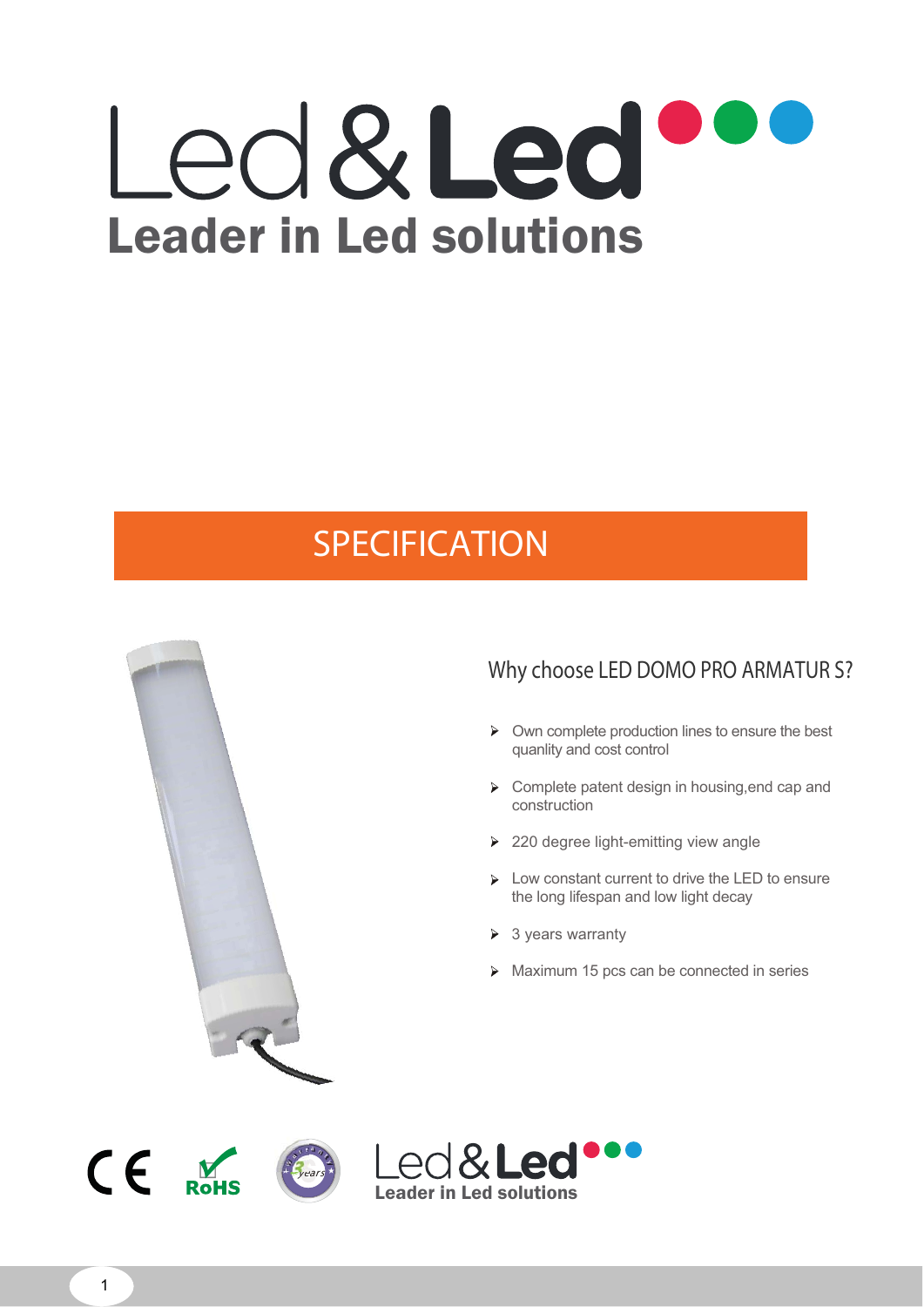# Led&Led

**Leader in Led solutions**

## SPECIFICATION

### Why choose LED DOMO PRO ARMATUR S?

- Own complete production lines to ensure the best quanlity and cost control
- Complete patent design in housing,end cap and construction
- 220 degree light-emitting view angle
- Low constant current to drive the LED to ensure the long lifespan and low light decay
- 3 years warranty
- Maximum 15 pcs can be connected in series

CE RoHS

Led&Led
Leader in Led solutions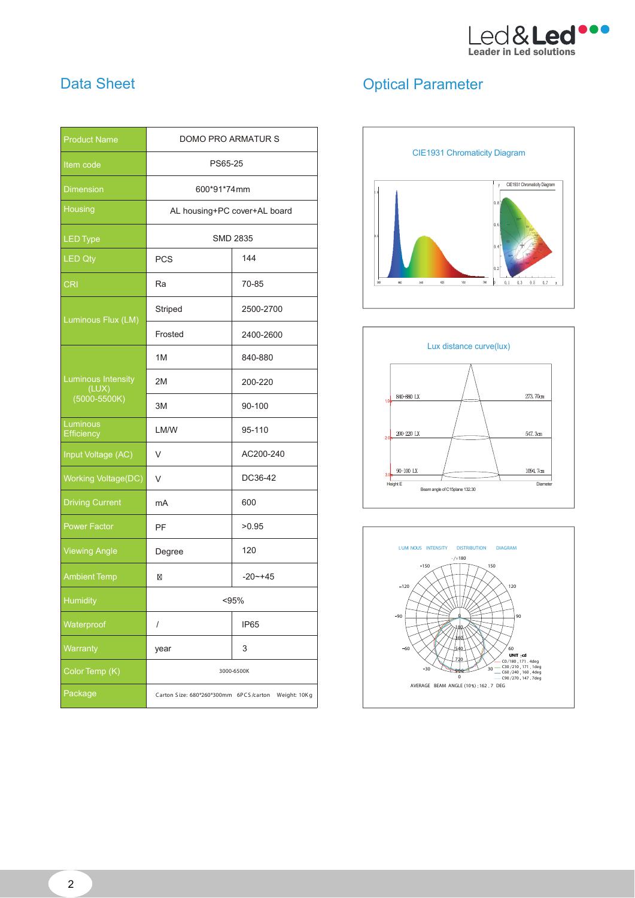## Data Sheet

| Product Name | DOMO PRO ARMATUR S | |
|---|---|---|
| Item code | PS65-25 | |
| Dimension | 600*91*74mm | |
| Housing | AL housing+PC cover+AL board | |
| LED Type | SMD 2835 | |
| LED Qty | PCS | 144 |
| CRI | Ra | 70-85 |
| Luminous Flux (LM) | Striped | 2500-2700 |
| | Frosted | 2400-2600 |
| Luminous Intensity (LUX) (5000-5500K) | 1M | 840-880 |
| | 2M | 200-220 |
| | 3M | 90-100 |
| Luminous Efficiency | LM/W | 95-110 |
| Input Voltage (AC) | V | AC200-240 |
| Working Voltage(DC) | V | DC36-42 |
| Driving Current | mA | 600 |
| Power Factor | PF | >0.95 |
| Viewing Angle | Degree | 120 |
| Ambient Temp | ℃ | -20~+45 |
| Humidity | <95% | |
| Waterproof | / | IP65 |
| Warranty | year | 3 |
| Color Temp (K) | 3000-6500K | |
| Package | Carton Size: 680*260*300mm 6PCS/carton Weight: 10Kg | |

## Optical Parameter

CIE1931 Chromaticity Diagram

Lux distance curve(lux)

| Height E | Lux | Diameter |
|---|---|---|
| 1.0 | 840-880 LX | 273.70cm |
| 2.0 | 200-220 LX | 547.3cm |
| 3.0 | 90-100 LX | 1094.7cm |

Beam angle of C15plane 132.30

LUMINOUS INTENSITY DISTRIBUTION DIAGRAM

UNIT :cd

- C0/180 , 171 . 4deg
- C30/210 , 171 . 1deg
- C60/240 , 160 . 4deg
- C90/270 , 147 . 7deg

AVERAGE BEAM ANGLE (10%) : 162 . 7 DEG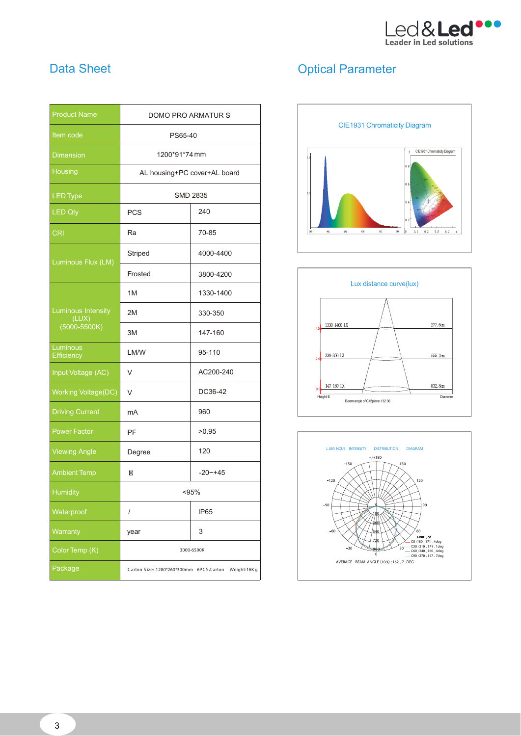## Data Sheet

| Product Name | DOMO PRO ARMATUR S | |
|---|---|---|
| Item code | PS65-40 | |
| Dimension | 1200*91*74 mm | |
| Housing | AL housing+PC cover+AL board | |
| LED Type | SMD 2835 | |
| LED Qty | PCS | 240 |
| CRI | Ra | 70-85 |
| Luminous Flux (LM) | Striped | 4000-4400 |
| | Frosted | 3800-4200 |
| Luminous Intensity (LUX) (5000-5500K) | 1M | 1330-1400 |
| | 2M | 330-350 |
| | 3M | 147-160 |
| Luminous Efficiency | LM/W | 95-110 |
| Input Voltage (AC) | V | AC200-240 |
| Working Voltage(DC) | V | DC36-42 |
| Driving Current | mA | 960 |
| Power Factor | PF | >0.95 |
| Viewing Angle | Degree | 120 |
| Ambient Temp | ℃ | -20~+45 |
| Humidity | <95% | |
| Waterproof | / | IP65 |
| Warranty | year | 3 |
| Color Temp (K) | 3000-6500K | |
| Package | Carton Size: 1280*260*300mm 6PCS/carton Weight:16Kg | |

## Optical Parameter

CIE1931 Chromaticity Diagram

Lux distance curve(lux)

| Height E | Lux | Diameter |
|---|---|---|
| 1.0 | 1330-1400 LX | 277.6cm |
| 2.0 | 330-350 LX | 555.2cm |
| 3.0 | 147-160 LX | 832.8cm |

Beam angle of C15plane 132.30

LUMINOUS INTENSITY DISTRIBUTION DIAGRAM

UNIT: cd

- C0/180, 171.4deg
- C30/210, 171.1deg
- C60/240, 160.4deg
- C90/270, 147.7deg

AVERAGE BEAM ANGLE (10%): 162.7 DEG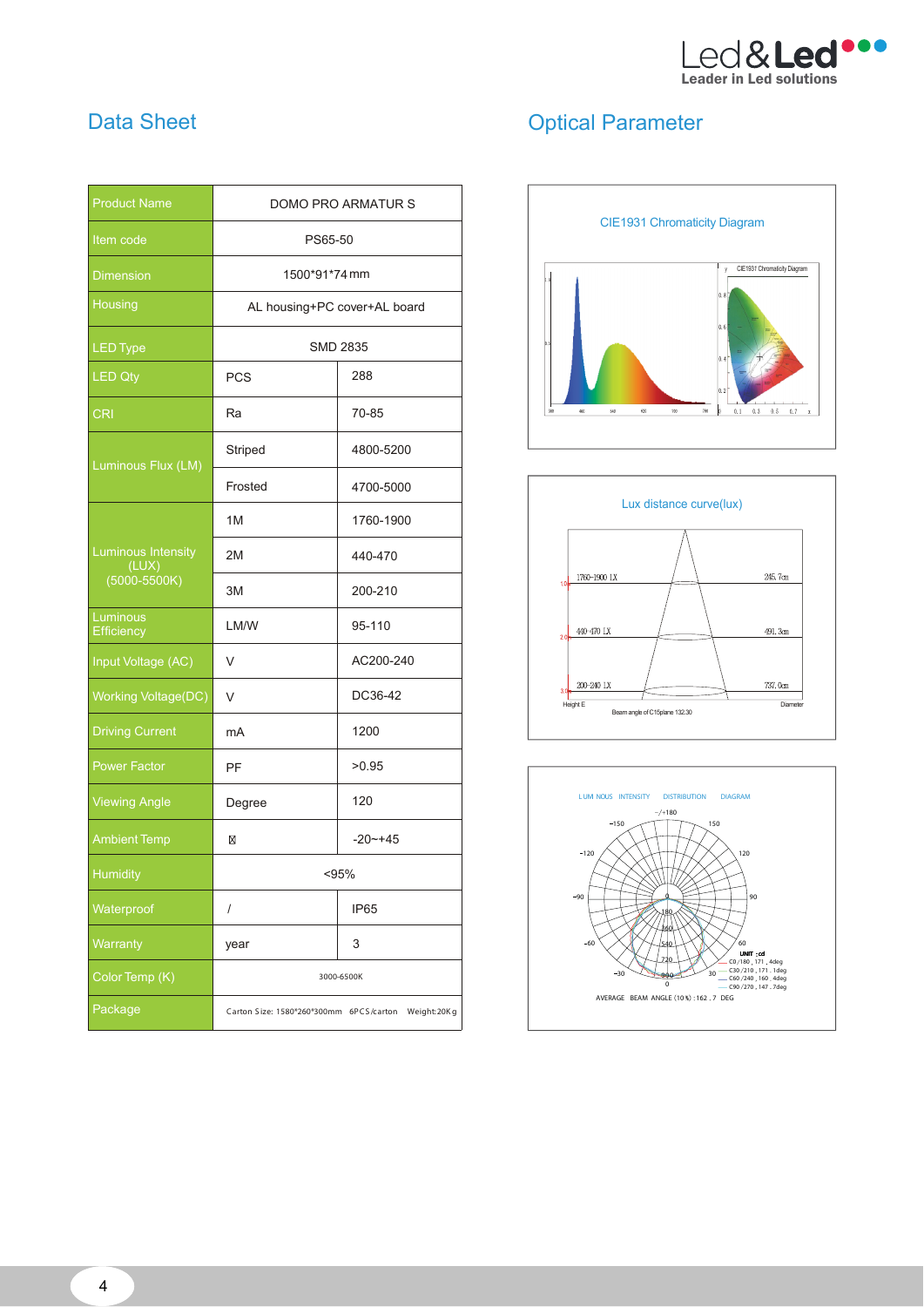## Data Sheet

| Product Name | DOMO PRO ARMATUR S | |
|---|---|---|
| Item code | PS65-50 | |
| Dimension | 1500*91*74 mm | |
| Housing | AL housing+PC cover+AL board | |
| LED Type | SMD 2835 | |
| LED Qty | PCS | 288 |
| CRI | Ra | 70-85 |
| Luminous Flux (LM) | Striped | 4800-5200 |
| | Frosted | 4700-5000 |
| Luminous Intensity (LUX) (5000-5500K) | 1M | 1760-1900 |
| | 2M | 440-470 |
| | 3M | 200-210 |
| Luminous Efficiency | LM/W | 95-110 |
| Input Voltage (AC) | V | AC200-240 |
| Working Voltage(DC) | V | DC36-42 |
| Driving Current | mA | 1200 |
| Power Factor | PF | >0.95 |
| Viewing Angle | Degree | 120 |
| Ambient Temp | ℃ | -20~+45 |
| Humidity | <95% | |
| Waterproof | / | IP65 |
| Warranty | year | 3 |
| Color Temp (K) | 3000-6500K | |
| Package | Carton Size: 1580*260*300mm 6PCS/carton Weight:20Kg | |

## Optical Parameter

CIE1931 Chromaticity Diagram

Lux distance curve(lux)

| Height E | Lux | Diameter |
|---|---|---|
| 1.0 | 1760-1900 LX | 245.7cm |
| 2.0 | 440-470 LX | 491.3cm |
| 3.0 | 200-240 LX | 737.0cm |

Beam angle of C15plane 132.30

LUMINOUS INTENSITY DISTRIBUTION DIAGRAM

UNIT: cd
C0/180, 171.4deg
C30/210, 171.1deg
C60/240, 160.4deg
C90/270, 147.7deg

AVERAGE BEAM ANGLE (10%): 162.7 DEG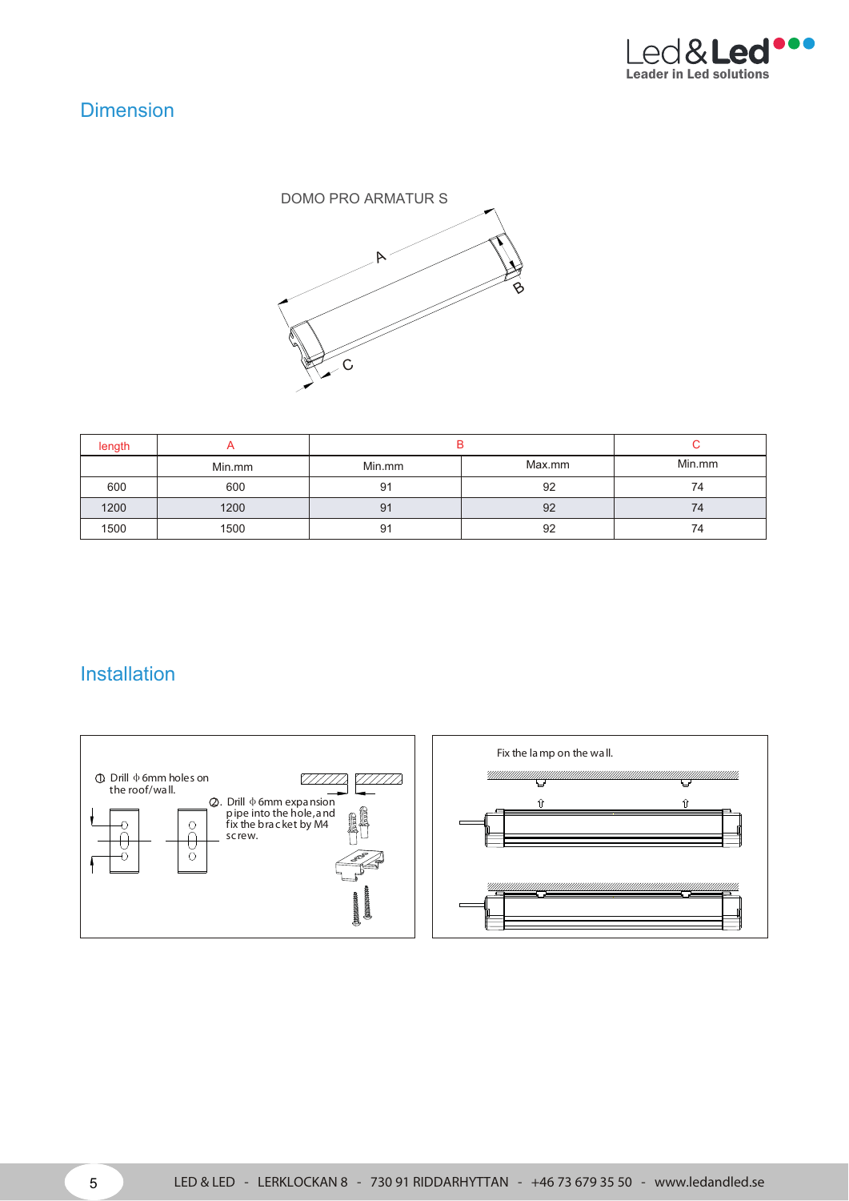## Dimension

DOMO PRO ARMATUR S

A

B

C

| length | A | B | | C |
|---|---|---|---|---|
| | Min.mm | Min.mm | Max.mm | Min.mm |
| 600 | 600 | 91 | 92 | 74 |
| 1200 | 1200 | 91 | 92 | 74 |
| 1500 | 1500 | 91 | 92 | 74 |

## Installation

① Drill ϕ 6mm holes on the roof/wall.

②. Drill ϕ 6mm expansion pipe into the hole,and fix the bracket by M4 screw.

Fix the lamp on the wall.